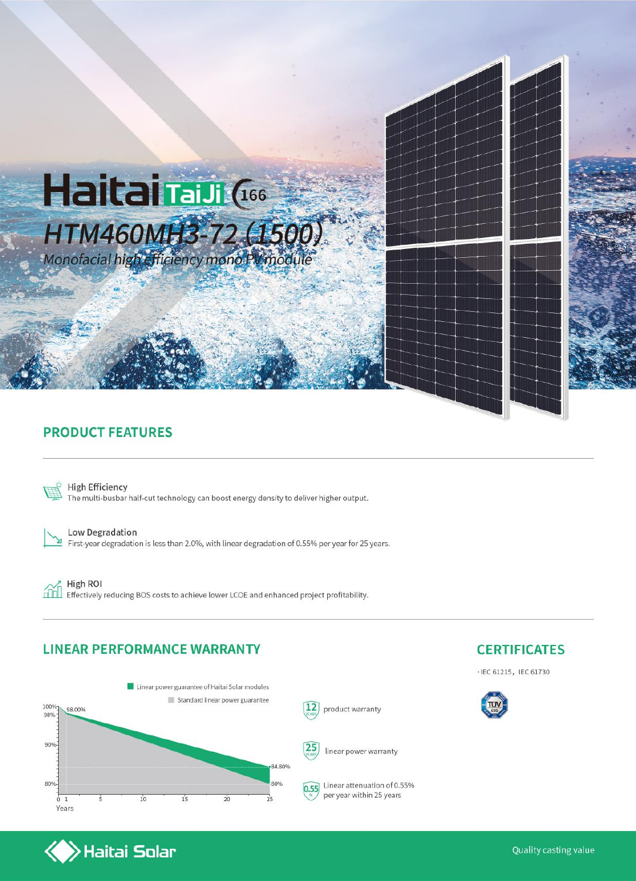# Haitai TaiJi 166

## HTM460MH3-72 (1500)

*Monofacial high efficiency mono PV module*

## PRODUCT FEATURES

**High Efficiency**
The multi-busbar half-cut technology can boost energy density to deliver higher output.

**Low Degradation**
First-year degradation is less than 2.0%, with linear degradation of 0.55% per year for 25 years.

**High ROI**
Effectively reducing BOS costs to achieve lower LCOE and enhanced project profitability.

## LINEAR PERFORMANCE WARRANTY

Linear power guarantee of Haitai Solar modules

Standard linear power guarantee

100% · 98.00% · 98% · 90% · 84.80% · 80%

Years: 0 1 5 10 15 20 25

12 YEARS product warranty

25 YEARS linear power warranty

0.55% Linear attenuation of 0.55% per year within 25 years

## CERTIFICATES

· IEC 61215, IEC 61730

TÜV SÜD

Haitai Solar

Quality casting value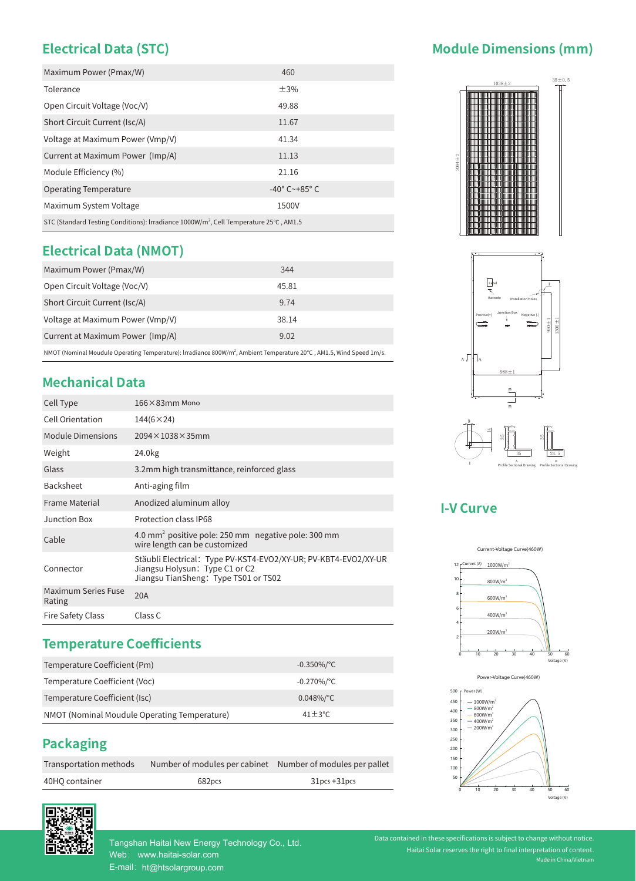## Electrical Data (STC)

| | |
|---|---|
| Maximum Power (Pmax/W) | 460 |
| Tolerance | ±3% |
| Open Circuit Voltage (Voc/V) | 49.88 |
| Short Circuit Current (Isc/A) | 11.67 |
| Voltage at Maximum Power (Vmp/V) | 41.34 |
| Current at Maximum Power (Imp/A) | 11.13 |
| Module Efficiency (%) | 21.16 |
| Operating Temperature | -40° C~+85° C |
| Maximum System Voltage | 1500V |

STC (Standard Testing Conditions): Irradiance 1000W/m$^2$, Cell Temperature 25℃ , AM1.5

## Electrical Data (NMOT)

| | |
|---|---|
| Maximum Power (Pmax/W) | 344 |
| Open Circuit Voltage (Voc/V) | 45.81 |
| Short Circuit Current (Isc/A) | 9.74 |
| Voltage at Maximum Power (Vmp/V) | 38.14 |
| Current at Maximum Power (Imp/A) | 9.02 |

NMOT (Nominal Moudule Operating Temperature): Irradiance 800W/m$^2$, Ambient Temperature 20°C , AM1.5, Wind Speed 1m/s.

## Mechanical Data

| | |
|---|---|
| Cell Type | 166×83mm Mono |
| Cell Orientation | 144(6×24) |
| Module Dimensions | 2094×1038×35mm |
| Weight | 24.0kg |
| Glass | 3.2mm high transmittance, reinforced glass |
| Backsheet | Anti-aging film |
| Frame Material | Anodized aluminum alloy |
| Junction Box | Protection class IP68 |
| Cable | 4.0 mm$^2$ positive pole: 250 mm negative pole: 300 mm<br>wire length can be customized |
| Connector | Stäubli Electrical：Type PV-KST4-EVO2/XY-UR; PV-KBT4-EVO2/XY-UR<br>Jiangsu Holysun：Type C1 or C2<br>Jiangsu TianSheng：Type TS01 or TS02 |
| Maximum Series Fuse Rating | 20A |
| Fire Safety Class | Class C |

## Temperature Coefficients

| | |
|---|---|
| Temperature Coefficient (Pm) | -0.350%/°C |
| Temperature Coefficient (Voc) | -0.270%/°C |
| Temperature Coefficient (Isc) | 0.048%/°C |
| NMOT (Nominal Moudule Operating Temperature) | 41±3°C |

## Packaging

| Transportation methods | Number of modules per cabinet | Number of modules per pallet |
|---|---|---|
| 40HQ container | 682pcs | 31pcs +31pcs |

## Module Dimensions (mm)

1038±2
35±0.5
2094±2
Label
Barcode
Installation Holes
Positive(+)
Junction Box
Negative (-)
950±1
1300±1
988±1
A A
B B
14
35
35
24.5
Profile Sectional Drawing
Profile Sectional Drawing

## I-V Curve

Current-Voltage Curve(460W)
Current (A)
1000W/m$^2$
800W/m$^2$
600W/m$^2$
400W/m$^2$
200W/m$^2$
12 10 8 6 4 2
0 10 20 30 40 50 60
Voltage (V)

Power-Voltage Curve(460W)
Power (W)
1000W/m$^2$
800W/m$^2$
600W/m$^2$
400W/m$^2$
200W/m$^2$
500 450 400 350 300 250 200 150 100 50
0 10 20 30 40 50 60
Voltage (V)

Tangshan Haitai New Energy Technology Co., Ltd.
Web： www.haitai-solar.com
E-mail： ht@htsolargroup.com

Data contained in these specifications is subject to change without notice.
Haitai Solar reserves the right to final interpretation of content.
Made in China/Vietnam